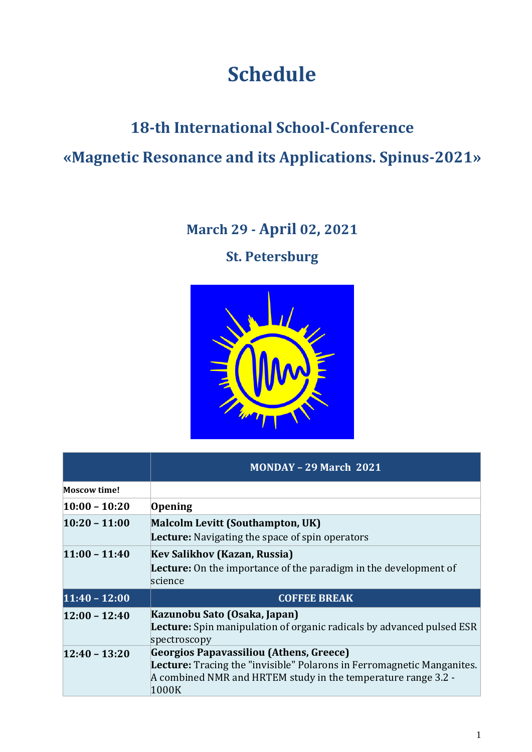# Schedule

## 18-th International School-Conference

## «Magnetic Resonance and its Applications. Spinus-2021»

### March 29 - April 02, 2021

### St. Petersburg

| | MONDAY – 29 March 2021 |
|---|---|
| **Moscow time!** | |
| **10:00 – 10:20** | **Opening** |
| **10:20 – 11:00** | **Malcolm Levitt (Southampton, UK)**<br>**Lecture:** Navigating the space of spin operators |
| **11:00 – 11:40** | **Kev Salikhov (Kazan, Russia)**<br>**Lecture:** On the importance of the paradigm in the development of science |
| **11:40 – 12:00** | **COFFEE BREAK** |
| **12:00 – 12:40** | **Kazunobu Sato (Osaka, Japan)**<br>**Lecture:** Spin manipulation of organic radicals by advanced pulsed ESR spectroscopy |
| **12:40 – 13:20** | **Georgios Papavassiliou (Athens, Greece)**<br>**Lecture:** Tracing the "invisible" Polarons in Ferromagnetic Manganites. A combined NMR and HRTEM study in the temperature range 3.2 - 1000K |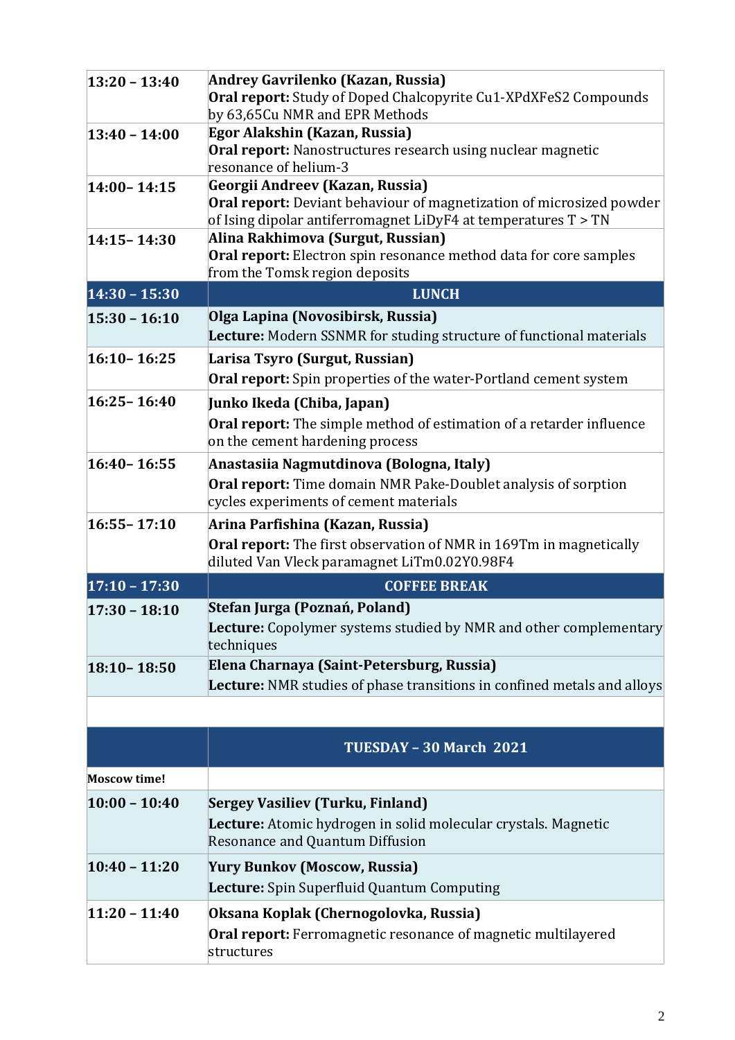| | |
|---|---|
| **13:20 – 13:40** | **Andrey Gavrilenko (Kazan, Russia)**<br>**Oral report:** Study of Doped Chalcopyrite Cu1-XPdXFeS2 Compounds by 63,65Cu NMR and EPR Methods |
| **13:40 – 14:00** | **Egor Alakshin (Kazan, Russia)**<br>**Oral report:** Nanostructures research using nuclear magnetic resonance of helium-3 |
| **14:00– 14:15** | **Georgii Andreev (Kazan, Russia)**<br>**Oral report:** Deviant behaviour of magnetization of microsized powder of Ising dipolar antiferromagnet LiDyF4 at temperatures T > TN |
| **14:15– 14:30** | **Alina Rakhimova (Surgut, Russian)**<br>**Oral report:** Electron spin resonance method data for core samples from the Tomsk region deposits |
| **14:30 – 15:30** | **LUNCH** |
| **15:30 – 16:10** | **Olga Lapina (Novosibirsk, Russia)**<br>**Lecture:** Modern SSNMR for studing structure of functional materials |
| **16:10– 16:25** | **Larisa Tsyro (Surgut, Russian)**<br>**Oral report:** Spin properties of the water-Portland cement system |
| **16:25– 16:40** | **Junko Ikeda (Chiba, Japan)**<br>**Oral report:** The simple method of estimation of a retarder influence on the cement hardening process |
| **16:40– 16:55** | **Anastasiia Nagmutdinova (Bologna, Italy)**<br>**Oral report:** Time domain NMR Pake-Doublet analysis of sorption cycles experiments of cement materials |
| **16:55– 17:10** | **Arina Parfishina (Kazan, Russia)**<br>**Oral report:** The first observation of NMR in 169Tm in magnetically diluted Van Vleck paramagnet LiTm0.02Y0.98F4 |
| **17:10 – 17:30** | **COFFEE BREAK** |
| **17:30 – 18:10** | **Stefan Jurga (Poznań, Poland)**<br>**Lecture:** Copolymer systems studied by NMR and other complementary techniques |
| **18:10– 18:50** | **Elena Charnaya (Saint-Petersburg, Russia)**<br>**Lecture:** NMR studies of phase transitions in confined metals and alloys |

| | **TUESDAY – 30 March 2021** |
|---|---|
| **Moscow time!** | |
| **10:00 – 10:40** | **Sergey Vasiliev (Turku, Finland)**<br>**Lecture:** Atomic hydrogen in solid molecular crystals. Magnetic Resonance and Quantum Diffusion |
| **10:40 – 11:20** | **Yury Bunkov (Moscow, Russia)**<br>**Lecture:** Spin Superfluid Quantum Computing |
| **11:20 – 11:40** | **Oksana Koplak (Chernogolovka, Russia)**<br>**Oral report:** Ferromagnetic resonance of magnetic multilayered structures |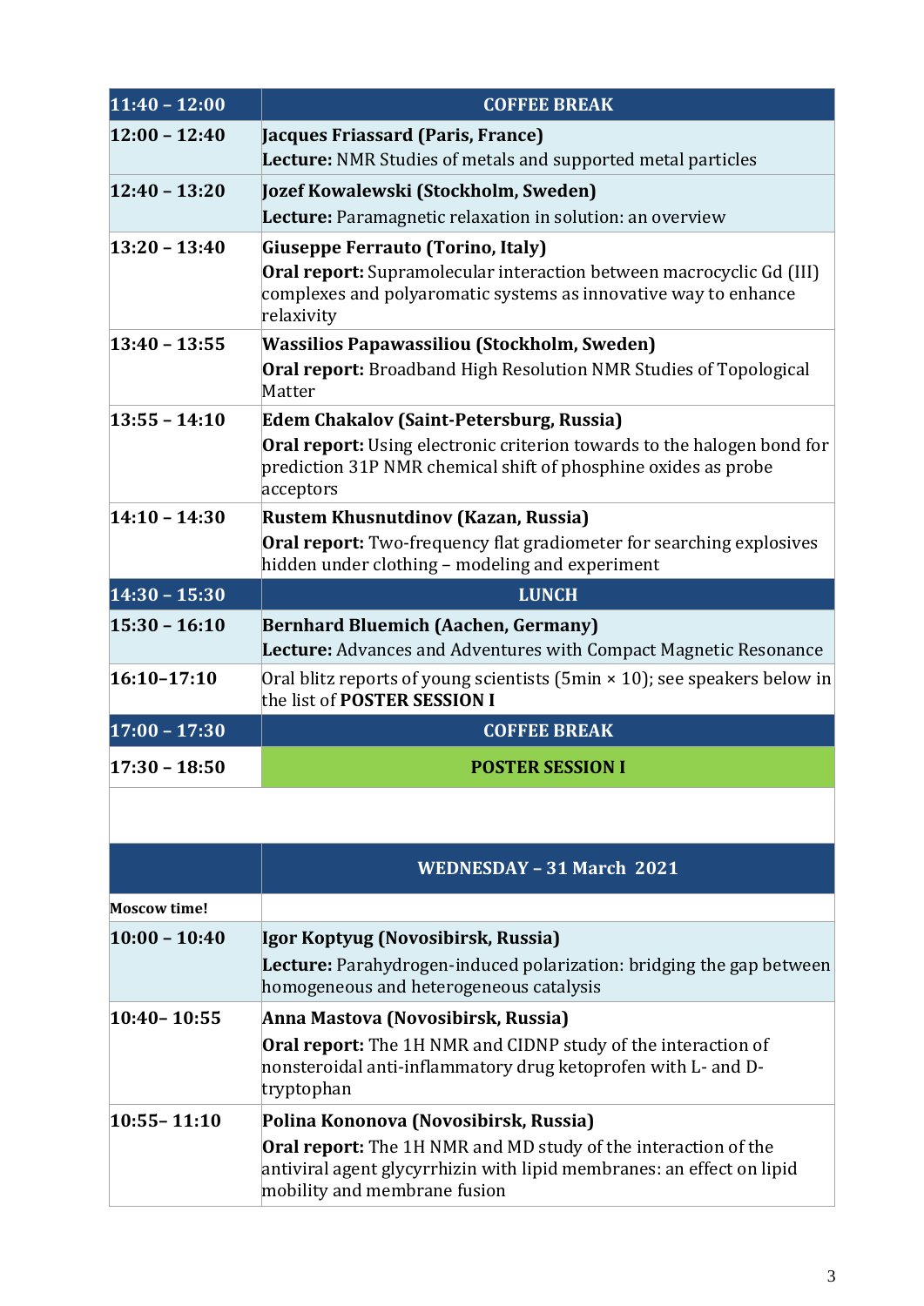| | |
|---|---|
| **11:40 – 12:00** | **COFFEE BREAK** |
| **12:00 – 12:40** | **Jacques Friassard (Paris, France)**<br>**Lecture:** NMR Studies of metals and supported metal particles |
| **12:40 – 13:20** | **Jozef Kowalewski (Stockholm, Sweden)**<br>**Lecture:** Paramagnetic relaxation in solution: an overview |
| **13:20 – 13:40** | **Giuseppe Ferrauto (Torino, Italy)**<br>**Oral report:** Supramolecular interaction between macrocyclic Gd (III) complexes and polyaromatic systems as innovative way to enhance relaxivity |
| **13:40 – 13:55** | **Wassilios Papawassiliou (Stockholm, Sweden)**<br>**Oral report:** Broadband High Resolution NMR Studies of Topological Matter |
| **13:55 – 14:10** | **Edem Chakalov (Saint-Petersburg, Russia)**<br>**Oral report:** Using electronic criterion towards to the halogen bond for prediction 31P NMR chemical shift of phosphine oxides as probe acceptors |
| **14:10 – 14:30** | **Rustem Khusnutdinov (Kazan, Russia)**<br>**Oral report:** Two-frequency flat gradiometer for searching explosives hidden under clothing – modeling and experiment |
| **14:30 – 15:30** | **LUNCH** |
| **15:30 – 16:10** | **Bernhard Bluemich (Aachen, Germany)**<br>**Lecture:** Advances and Adventures with Compact Magnetic Resonance |
| **16:10–17:10** | Oral blitz reports of young scientists (5min × 10); see speakers below in the list of **POSTER SESSION I** |
| **17:00 – 17:30** | **COFFEE BREAK** |
| **17:30 – 18:50** | **POSTER SESSION I** |
| | |
| | **WEDNESDAY – 31 March 2021** |
| **Moscow time!** | |
| **10:00 – 10:40** | **Igor Koptyug (Novosibirsk, Russia)**<br>**Lecture:** Parahydrogen-induced polarization: bridging the gap between homogeneous and heterogeneous catalysis |
| **10:40– 10:55** | **Anna Mastova (Novosibirsk, Russia)**<br>**Oral report:** The 1H NMR and CIDNP study of the interaction of nonsteroidal anti-inflammatory drug ketoprofen with L- and D-tryptophan |
| **10:55– 11:10** | **Polina Kononova (Novosibirsk, Russia)**<br>**Oral report:** The 1H NMR and MD study of the interaction of the antiviral agent glycyrrhizin with lipid membranes: an effect on lipid mobility and membrane fusion |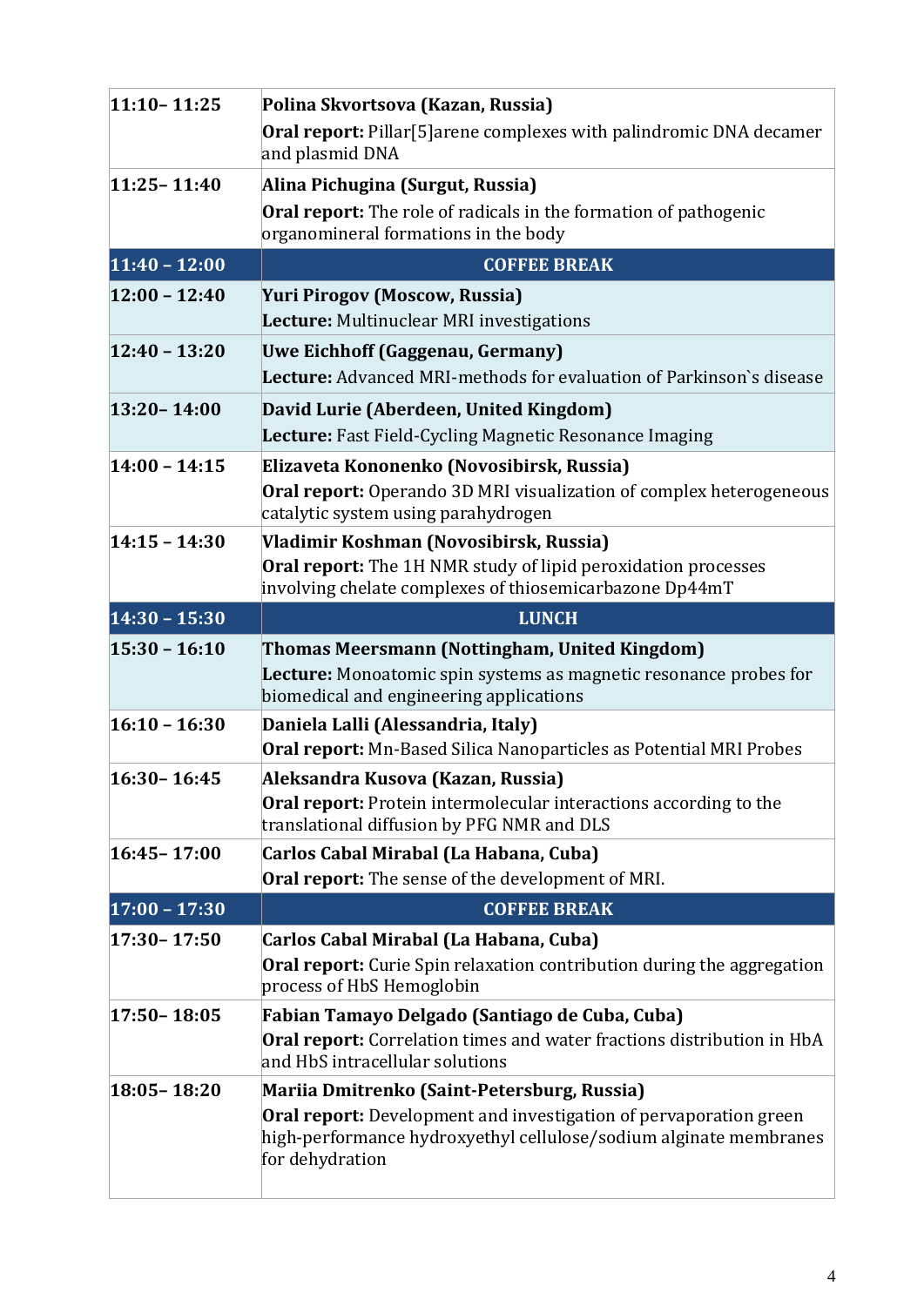| | |
|---|---|
| 11:10– 11:25 | **Polina Skvortsova (Kazan, Russia)**<br>**Oral report:** Pillar[5]arene complexes with palindromic DNA decamer and plasmid DNA |
| 11:25– 11:40 | **Alina Pichugina (Surgut, Russia)**<br>**Oral report:** The role of radicals in the formation of pathogenic organomineral formations in the body |
| **11:40 – 12:00** | **COFFEE BREAK** |
| 12:00 – 12:40 | **Yuri Pirogov (Moscow, Russia)**<br>**Lecture:** Multinuclear MRI investigations |
| 12:40 – 13:20 | **Uwe Eichhoff (Gaggenau, Germany)**<br>**Lecture:** Advanced MRI-methods for evaluation of Parkinson`s disease |
| 13:20– 14:00 | **David Lurie (Aberdeen, United Kingdom)**<br>**Lecture:** Fast Field-Cycling Magnetic Resonance Imaging |
| 14:00 – 14:15 | **Elizaveta Kononenko (Novosibirsk, Russia)**<br>**Oral report:** Operando 3D MRI visualization of complex heterogeneous catalytic system using parahydrogen |
| 14:15 – 14:30 | **Vladimir Koshman (Novosibirsk, Russia)**<br>**Oral report:** The 1H NMR study of lipid peroxidation processes involving chelate complexes of thiosemicarbazone Dp44mT |
| **14:30 – 15:30** | **LUNCH** |
| 15:30 – 16:10 | **Thomas Meersmann (Nottingham, United Kingdom)**<br>**Lecture:** Monoatomic spin systems as magnetic resonance probes for biomedical and engineering applications |
| 16:10 – 16:30 | **Daniela Lalli (Alessandria, Italy)**<br>**Oral report:** Mn-Based Silica Nanoparticles as Potential MRI Probes |
| 16:30– 16:45 | **Aleksandra Kusova (Kazan, Russia)**<br>**Oral report:** Protein intermolecular interactions according to the translational diffusion by PFG NMR and DLS |
| 16:45– 17:00 | **Carlos Cabal Mirabal (La Habana, Cuba)**<br>**Oral report:** The sense of the development of MRI. |
| **17:00 – 17:30** | **COFFEE BREAK** |
| 17:30– 17:50 | **Carlos Cabal Mirabal (La Habana, Cuba)**<br>**Oral report:** Curie Spin relaxation contribution during the aggregation process of HbS Hemoglobin |
| 17:50– 18:05 | **Fabian Tamayo Delgado (Santiago de Cuba, Cuba)**<br>**Oral report:** Correlation times and water fractions distribution in HbA and HbS intracellular solutions |
| 18:05– 18:20 | **Mariia Dmitrenko (Saint-Petersburg, Russia)**<br>**Oral report:** Development and investigation of pervaporation green high-performance hydroxyethyl cellulose/sodium alginate membranes for dehydration |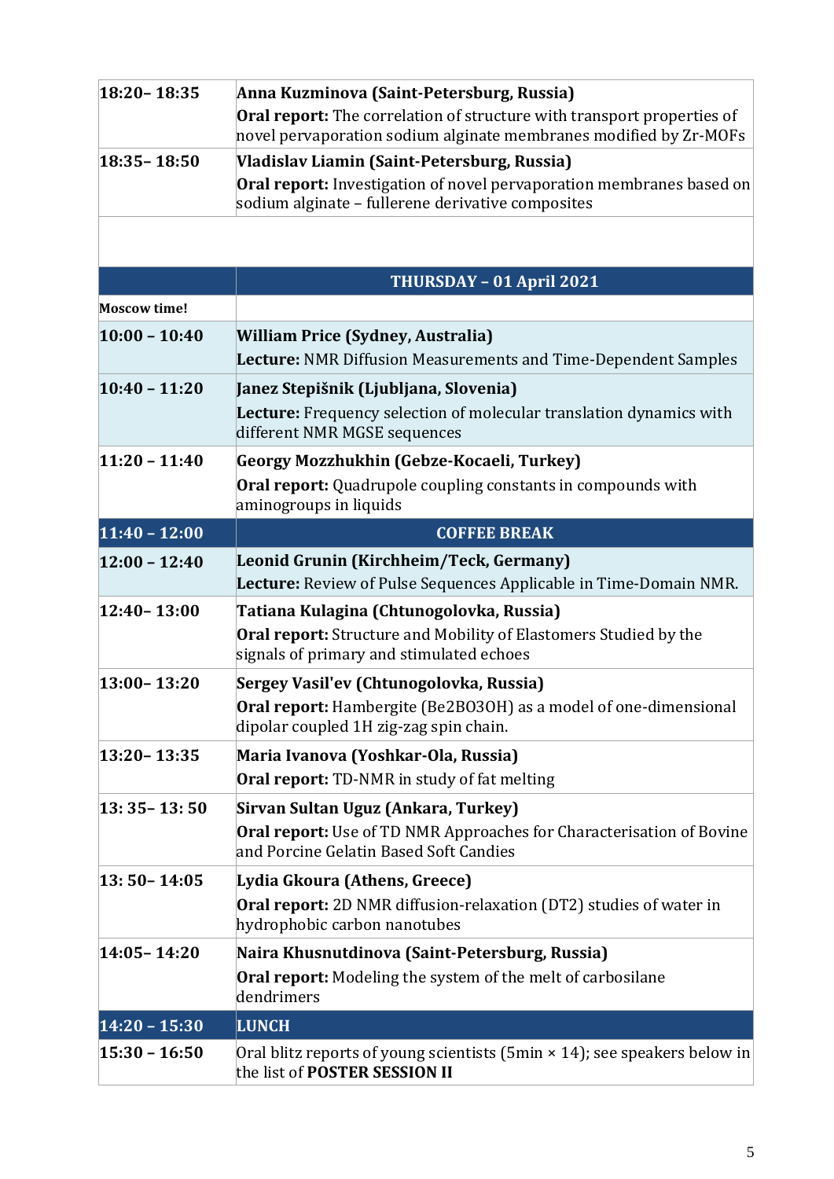| | |
|---|---|
| **18:20– 18:35** | **Anna Kuzminova (Saint-Petersburg, Russia)**<br>**Oral report:** The correlation of structure with transport properties of novel pervaporation sodium alginate membranes modified by Zr-MOFs |
| **18:35– 18:50** | **Vladislav Liamin (Saint-Petersburg, Russia)**<br>**Oral report:** Investigation of novel pervaporation membranes based on sodium alginate – fullerene derivative composites |

| | **THURSDAY – 01 April 2021** |
|---|---|
| **Moscow time!** | |
| **10:00 – 10:40** | **William Price (Sydney, Australia)**<br>**Lecture:** NMR Diffusion Measurements and Time-Dependent Samples |
| **10:40 – 11:20** | **Janez Stepišnik (Ljubljana, Slovenia)**<br>**Lecture:** Frequency selection of molecular translation dynamics with different NMR MGSE sequences |
| **11:20 – 11:40** | **Georgy Mozzhukhin (Gebze-Kocaeli, Turkey)**<br>**Oral report:** Quadrupole coupling constants in compounds with aminogroups in liquids |
| **11:40 – 12:00** | **COFFEE BREAK** |
| **12:00 – 12:40** | **Leonid Grunin (Kirchheim/Teck, Germany)**<br>**Lecture:** Review of Pulse Sequences Applicable in Time-Domain NMR. |
| **12:40– 13:00** | **Tatiana Kulagina (Chtunogolovka, Russia)**<br>**Oral report:** Structure and Mobility of Elastomers Studied by the signals of primary and stimulated echoes |
| **13:00– 13:20** | **Sergey Vasil'ev (Chtunogolovka, Russia)**<br>**Oral report:** Hambergite (Be2BO3OH) as a model of one-dimensional dipolar coupled 1H zig-zag spin chain. |
| **13:20– 13:35** | **Maria Ivanova (Yoshkar-Ola, Russia)**<br>**Oral report:** TD-NMR in study of fat melting |
| **13: 35– 13: 50** | **Sirvan Sultan Uguz (Ankara, Turkey)**<br>**Oral report:** Use of TD NMR Approaches for Characterisation of Bovine and Porcine Gelatin Based Soft Candies |
| **13: 50– 14:05** | **Lydia Gkoura (Athens, Greece)**<br>**Oral report:** 2D NMR diffusion-relaxation (DT2) studies of water in hydrophobic carbon nanotubes |
| **14:05– 14:20** | **Naira Khusnutdinova (Saint-Petersburg, Russia)**<br>**Oral report:** Modeling the system of the melt of carbosilane dendrimers |
| **14:20 – 15:30** | **LUNCH** |
| **15:30 – 16:50** | Oral blitz reports of young scientists (5min × 14); see speakers below in the list of **POSTER SESSION II** |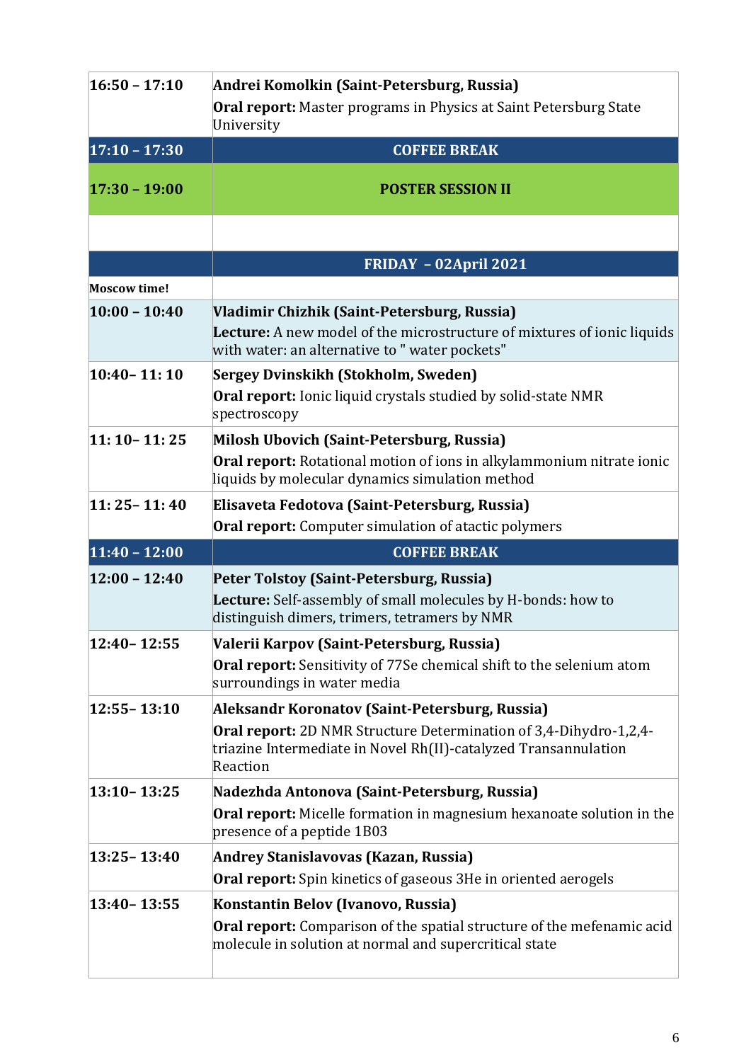| | |
|---|---|
| **16:50 – 17:10** | **Andrei Komolkin (Saint-Petersburg, Russia)** **Oral report:** Master programs in Physics at Saint Petersburg State University |
| **17:10 – 17:30** | **COFFEE BREAK** |
| **17:30 – 19:00** | **POSTER SESSION II** |
| | |
| | **FRIDAY – 02April 2021** |
| **Moscow time!** | |
| **10:00 – 10:40** | **Vladimir Chizhik (Saint-Petersburg, Russia)** **Lecture:** A new model of the microstructure of mixtures of ionic liquids with water: an alternative to " water pockets" |
| **10:40– 11: 10** | **Sergey Dvinskikh (Stokholm, Sweden)** **Oral report:** Ionic liquid crystals studied by solid-state NMR spectroscopy |
| **11: 10– 11: 25** | **Milosh Ubovich (Saint-Petersburg, Russia)** **Oral report:** Rotational motion of ions in alkylammonium nitrate ionic liquids by molecular dynamics simulation method |
| **11: 25– 11: 40** | **Elisaveta Fedotova (Saint-Petersburg, Russia)** **Oral report:** Computer simulation of atactic polymers |
| **11:40 – 12:00** | **COFFEE BREAK** |
| **12:00 – 12:40** | **Peter Tolstoy (Saint-Petersburg, Russia)** **Lecture:** Self-assembly of small molecules by H-bonds: how to distinguish dimers, trimers, tetramers by NMR |
| **12:40– 12:55** | **Valerii Karpov (Saint-Petersburg, Russia)** **Oral report:** Sensitivity of 77Se chemical shift to the selenium atom surroundings in water media |
| **12:55– 13:10** | **Aleksandr Koronatov (Saint-Petersburg, Russia)** **Oral report:** 2D NMR Structure Determination of 3,4-Dihydro-1,2,4-triazine Intermediate in Novel Rh(II)-catalyzed Transannulation Reaction |
| **13:10– 13:25** | **Nadezhda Antonova (Saint-Petersburg, Russia)** **Oral report:** Micelle formation in magnesium hexanoate solution in the presence of a peptide 1B03 |
| **13:25– 13:40** | **Andrey Stanislavovas (Kazan, Russia)** **Oral report:** Spin kinetics of gaseous 3He in oriented aerogels |
| **13:40– 13:55** | **Konstantin Belov (Ivanovo, Russia)** **Oral report:** Comparison of the spatial structure of the mefenamic acid molecule in solution at normal and supercritical state |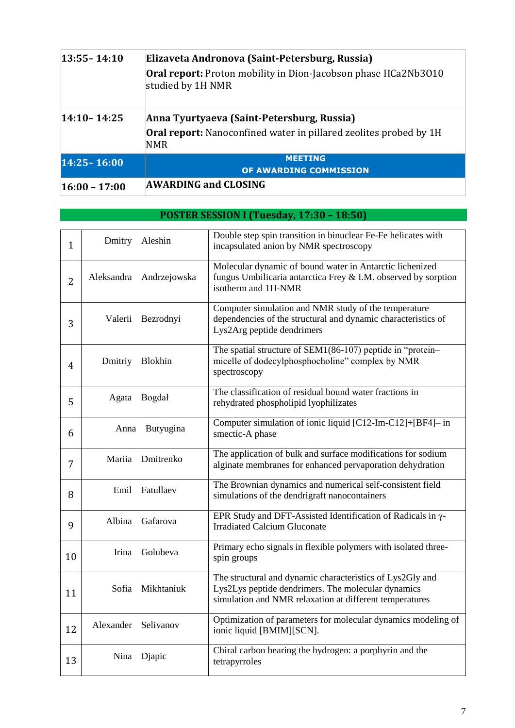| | |
|---|---|
| **13:55– 14:10** | **Elizaveta Andronova (Saint-Petersburg, Russia)**<br>**Oral report:** Proton mobility in Dion-Jacobson phase HCa2Nb3O10 studied by 1H NMR |
| **14:10– 14:25** | **Anna Tyurtyaeva (Saint-Petersburg, Russia)**<br>**Oral report:** Nanoconfined water in pillared zeolites probed by 1H NMR |
| **14:25– 16:00** | **MEETING OF AWARDING COMMISSION** |
| **16:00 – 17:00** | **AWARDING and CLOSING** |

## POSTER SESSION I (Tuesday, 17:30 – 18:50)

| | | | |
|---|---|---|---|
| 1 | Dmitry | Aleshin | Double step spin transition in binuclear Fe-Fe helicates with incapsulated anion by NMR spectroscopy |
| 2 | Aleksandra | Andrzejowska | Molecular dynamic of bound water in Antarctic lichenized fungus Umbilicaria antarctica Frey & I.M. observed by sorption isotherm and 1H-NMR |
| 3 | Valerii | Bezrodnyi | Computer simulation and NMR study of the temperature dependencies of the structural and dynamic characteristics of Lys2Arg peptide dendrimers |
| 4 | Dmitriy | Blokhin | The spatial structure of SEM1(86-107) peptide in “protein–micelle of dodecylphosphocholine” complex by NMR spectroscopy |
| 5 | Agata | Bogdał | The classification of residual bound water fractions in rehydrated phospholipid lyophilizates |
| 6 | Anna | Butyugina | Computer simulation of ionic liquid [C12-Im-C12]+[BF4]– in smectic-A phase |
| 7 | Mariia | Dmitrenko | The application of bulk and surface modifications for sodium alginate membranes for enhanced pervaporation dehydration |
| 8 | Emil | Fatullaev | The Brownian dynamics and numerical self-consistent field simulations of the dendrigraft nanocontainers |
| 9 | Albina | Gafarova | EPR Study and DFT-Assisted Identification of Radicals in γ-Irradiated Calcium Gluconate |
| 10 | Irina | Golubeva | Primary echo signals in flexible polymers with isolated three-spin groups |
| 11 | Sofia | Mikhtaniuk | The structural and dynamic characteristics of Lys2Gly and Lys2Lys peptide dendrimers. The molecular dynamics simulation and NMR relaxation at different temperatures |
| 12 | Alexander | Selivanov | Optimization of parameters for molecular dynamics modeling of ionic liquid [BMIM][SCN]. |
| 13 | Nina | Djapic | Chiral carbon bearing the hydrogen: a porphyrin and the tetrapyrroles |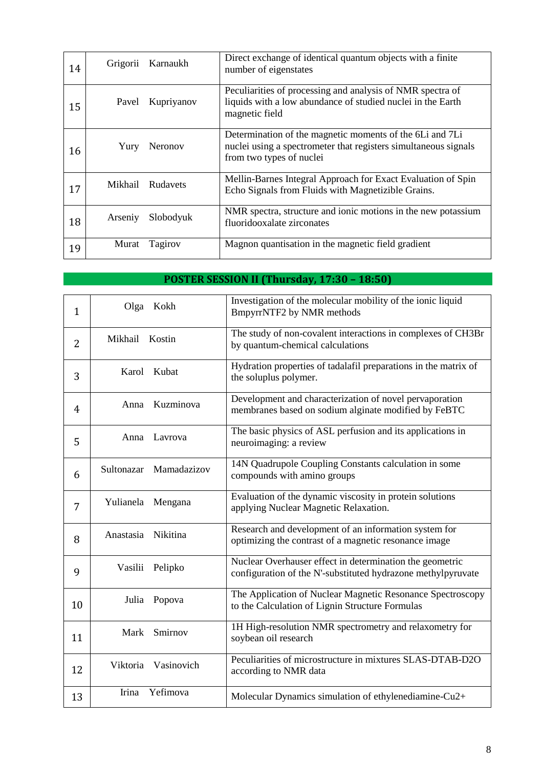| | | |
|---|---|---|
| 14 | Grigorii Karnaukh | Direct exchange of identical quantum objects with a finite number of eigenstates |
| 15 | Pavel Kupriyanov | Peculiarities of processing and analysis of NMR spectra of liquids with a low abundance of studied nuclei in the Earth magnetic field |
| 16 | Yury Neronov | Determination of the magnetic moments of the 6Li and 7Li nuclei using a spectrometer that registers simultaneous signals from two types of nuclei |
| 17 | Mikhail Rudavets | Mellin-Barnes Integral Approach for Exact Evaluation of Spin Echo Signals from Fluids with Magnetizible Grains. |
| 18 | Arseniy Slobodyuk | NMR spectra, structure and ionic motions in the new potassium fluoridooxalate zirconates |
| 19 | Murat Tagirov | Magnon quantisation in the magnetic field gradient |

## POSTER SESSION II (Thursday, 17:30 – 18:50)

| | | |
|---|---|---|
| 1 | Olga Kokh | Investigation of the molecular mobility of the ionic liquid BmpyrrNTF2 by NMR methods |
| 2 | Mikhail Kostin | The study of non-covalent interactions in complexes of CH3Br by quantum-chemical calculations |
| 3 | Karol Kubat | Hydration properties of tadalafil preparations in the matrix of the soluplus polymer. |
| 4 | Anna Kuzminova | Development and characterization of novel pervaporation membranes based on sodium alginate modified by FeBTC |
| 5 | Anna Lavrova | The basic physics of ASL perfusion and its applications in neuroimaging: a review |
| 6 | Sultonazar Mamadazizov | 14N Quadrupole Coupling Constants calculation in some compounds with amino groups |
| 7 | Yulianela Mengana | Evaluation of the dynamic viscosity in protein solutions applying Nuclear Magnetic Relaxation. |
| 8 | Anastasia Nikitina | Research and development of an information system for optimizing the contrast of a magnetic resonance image |
| 9 | Vasilii Pelipko | Nuclear Overhauser effect in determination the geometric configuration of the N'-substituted hydrazone methylpyruvate |
| 10 | Julia Popova | The Application of Nuclear Magnetic Resonance Spectroscopy to the Calculation of Lignin Structure Formulas |
| 11 | Mark Smirnov | 1H High-resolution NMR spectrometry and relaxometry for soybean oil research |
| 12 | Viktoria Vasinovich | Peculiarities of microstructure in mixtures SLAS-DTAB-D2O according to NMR data |
| 13 | Irina Yefimova | Molecular Dynamics simulation of ethylenediamine-Cu2+ |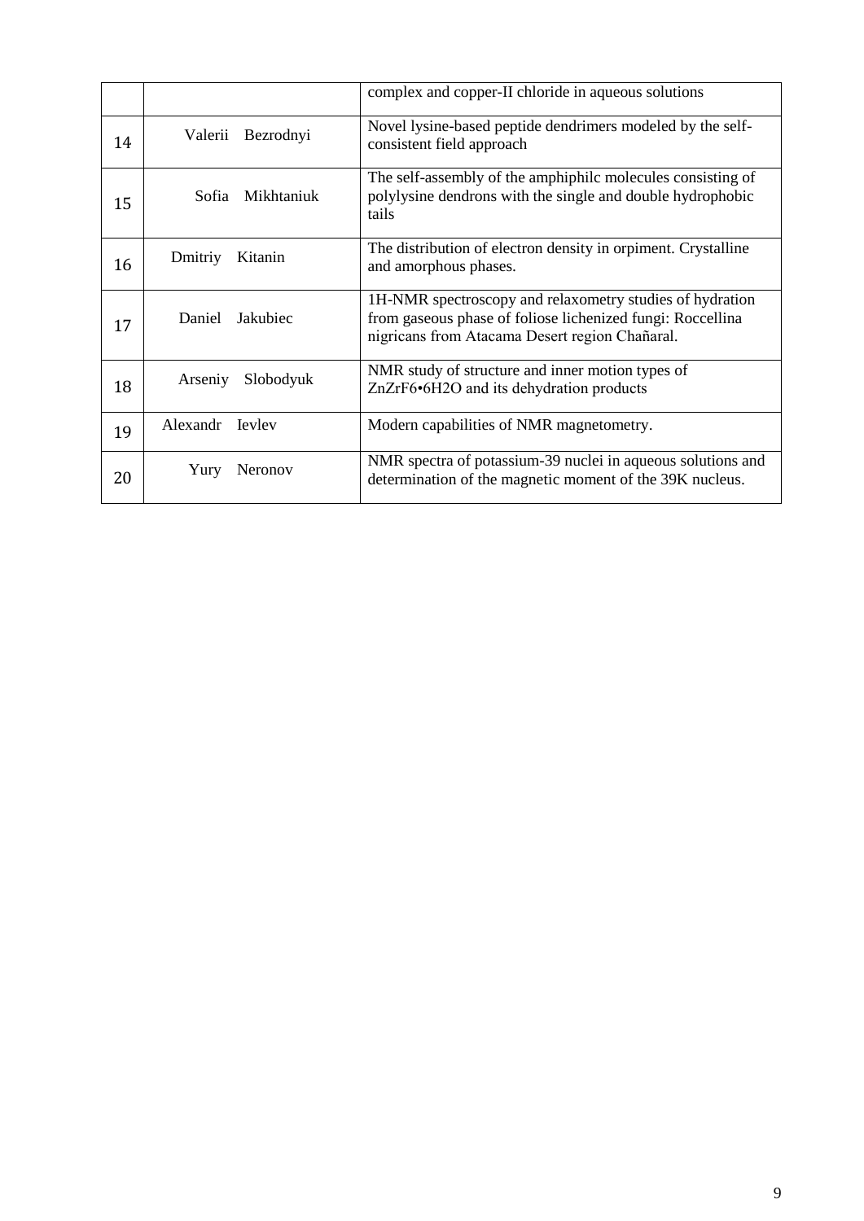| | | |
|---|---|---|
| | | complex and copper-II chloride in aqueous solutions |
| 14 | Valerii Bezrodnyi | Novel lysine-based peptide dendrimers modeled by the self-consistent field approach |
| 15 | Sofia Mikhtaniuk | The self-assembly of the amphiphilc molecules consisting of polylysine dendrons with the single and double hydrophobic tails |
| 16 | Dmitriy Kitanin | The distribution of electron density in orpiment. Crystalline and amorphous phases. |
| 17 | Daniel Jakubiec | 1H-NMR spectroscopy and relaxometry studies of hydration from gaseous phase of foliose lichenized fungi: Roccellina nigricans from Atacama Desert region Chañaral. |
| 18 | Arseniy Slobodyuk | NMR study of structure and inner motion types of ZnZrF6•6H2O and its dehydration products |
| 19 | Alexandr Ievlev | Modern capabilities of NMR magnetometry. |
| 20 | Yury Neronov | NMR spectra of potassium-39 nuclei in aqueous solutions and determination of the magnetic moment of the 39K nucleus. |